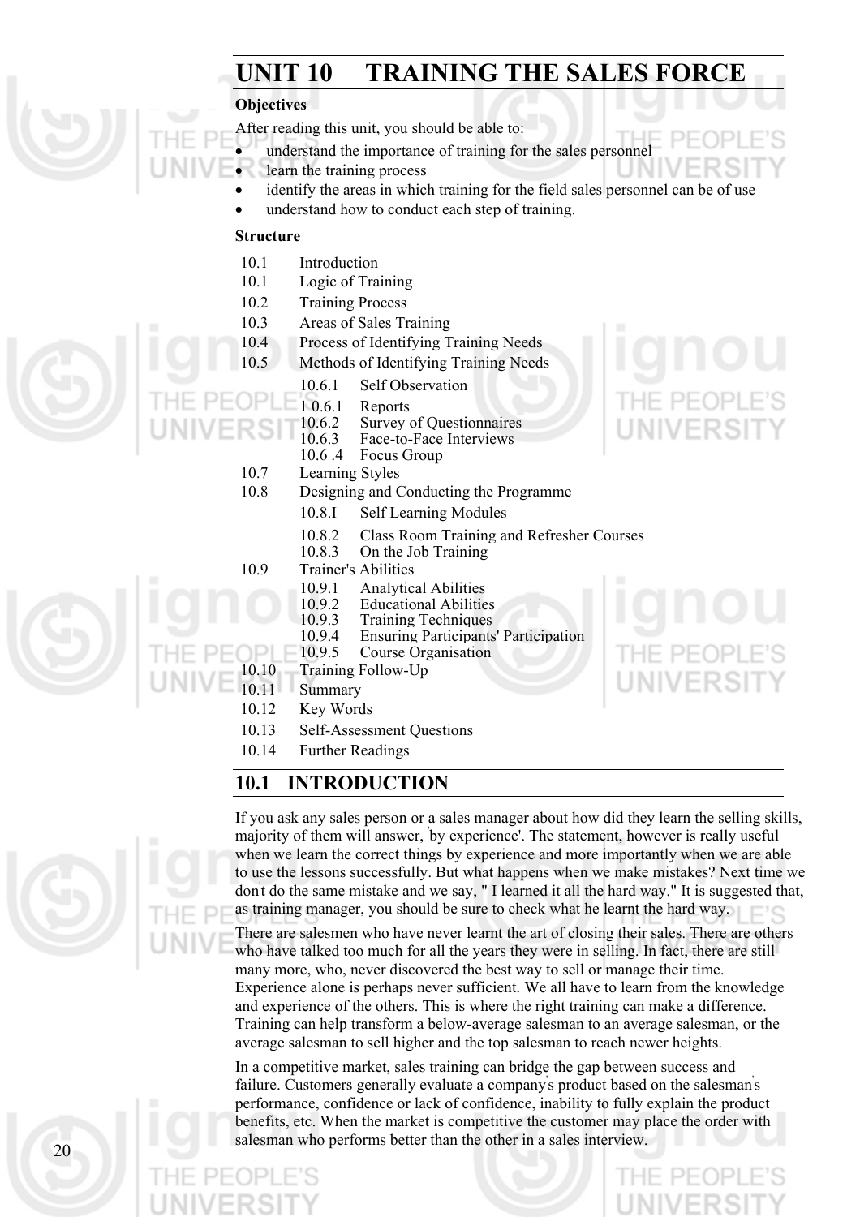# UNIT 10 TRAINING THE SALES FORCE

**Objectives**

After reading this unit, you should be able to:

- understand the importance of training for the sales personnel
- learn the training process
- identify the areas in which training for the field sales personnel can be of use
- understand how to conduct each step of training.

**Structure**

10.1 Introduction
10.1 Logic of Training
10.2 Training Process
10.3 Areas of Sales Training
10.4 Process of Identifying Training Needs
10.5 Methods of Identifying Training Needs
- 10.6.1 Self Observation
- 1 0.6.1 Reports
- 10.6.2 Survey of Questionnaires
- 10.6.3 Face-to-Face Interviews
- 10.6 .4 Focus Group

10.7 Learning Styles
10.8 Designing and Conducting the Programme
- 10.8.I Self Learning Modules
- 10.8.2 Class Room Training and Refresher Courses
- 10.8.3 On the Job Training

10.9 Trainer's Abilities
- 10.9.1 Analytical Abilities
- 10.9.2 Educational Abilities
- 10.9.3 Training Techniques
- 10.9.4 Ensuring Participants' Participation
- 10.9.5 Course Organisation

10.10 Training Follow-Up
10.11 Summary
10.12 Key Words
10.13 Self-Assessment Questions
10.14 Further Readings

## 10.1 INTRODUCTION

If you ask any sales person or a sales manager about how did they learn the selling skills, majority of them will answer, 'by experience'. The statement, however is really useful when we learn the correct things by experience and more importantly when we are able to use the lessons successfully. But what happens when we make mistakes? Next time we don't do the same mistake and we say, " I learned it all the hard way." It is suggested that, as training manager, you should be sure to check what he learnt the hard way.

There are salesmen who have never learnt the art of closing their sales. There are others who have talked too much for all the years they were in selling. In fact, there are still many more, who, never discovered the best way to sell or manage their time. Experience alone is perhaps never sufficient. We all have to learn from the knowledge and experience of the others. This is where the right training can make a difference. Training can help transform a below-average salesman to an average salesman, or the average salesman to sell higher and the top salesman to reach newer heights.

In a competitive market, sales training can bridge the gap between success and failure. Customers generally evaluate a company's product based on the salesman's performance, confidence or lack of confidence, inability to fully explain the product benefits, etc. When the market is competitive the customer may place the order with salesman who performs better than the other in a sales interview.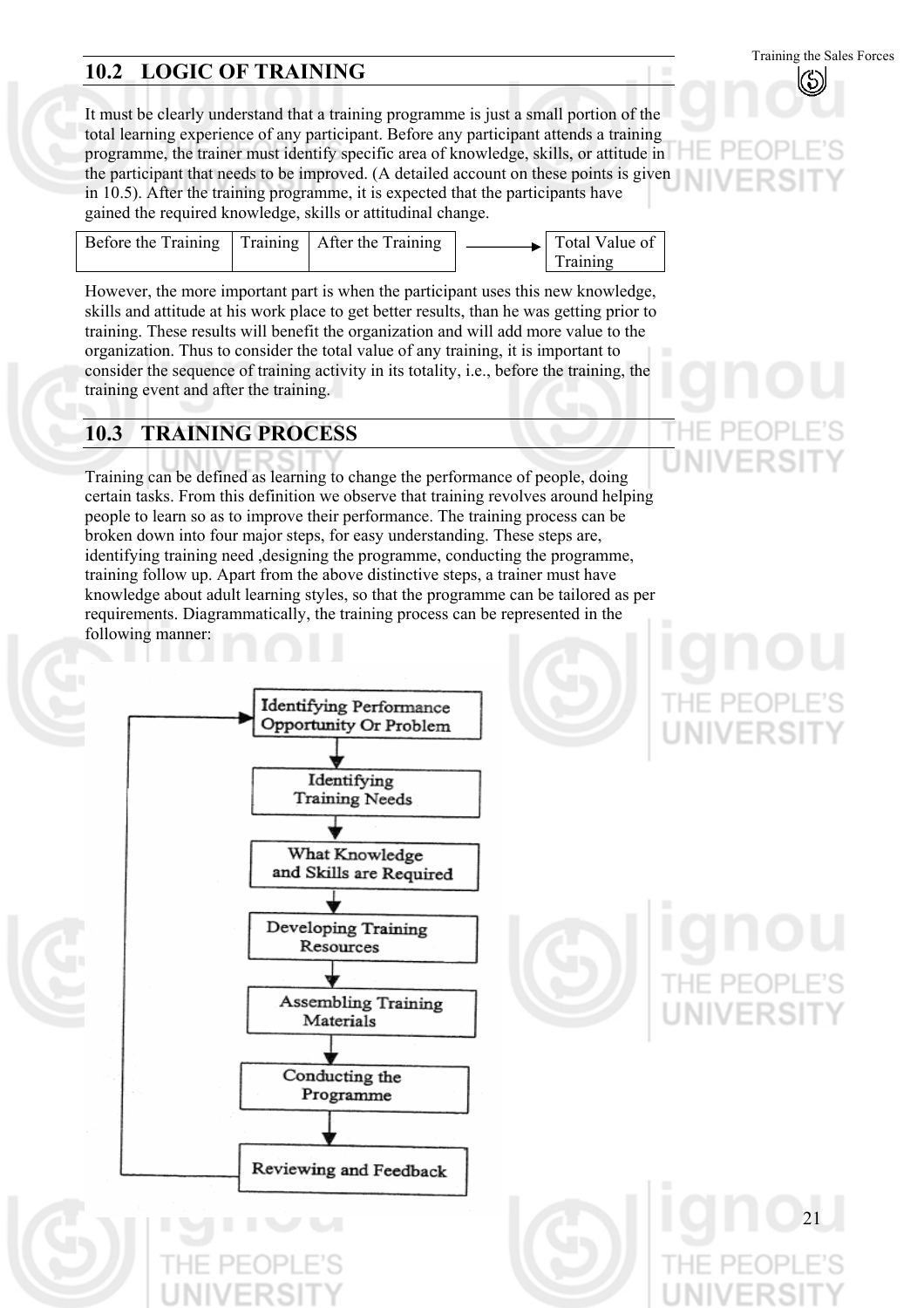## 10.2 LOGIC OF TRAINING

It must be clearly understand that a training programme is just a small portion of the total learning experience of any participant. Before any participant attends a training programme, the trainer must identify specific area of knowledge, skills, or attitude in the participant that needs to be improved. (A detailed account on these points is given in 10.5). After the training programme, it is expected that the participants have gained the required knowledge, skills or attitudinal change.

| Before the Training | Training | After the Training | → | Total Value of Training |
|---|---|---|---|---|

However, the more important part is when the participant uses this new knowledge, skills and attitude at his work place to get better results, than he was getting prior to training. These results will benefit the organization and will add more value to the organization. Thus to consider the total value of any training, it is important to consider the sequence of training activity in its totality, i.e., before the training, the training event and after the training.

## 10.3 TRAINING PROCESS

Training can be defined as learning to change the performance of people, doing certain tasks. From this definition we observe that training revolves around helping people to learn so as to improve their performance. The training process can be broken down into four major steps, for easy understanding. These steps are, identifying training need ,designing the programme, conducting the programme, training follow up. Apart from the above distinctive steps, a trainer must have knowledge about adult learning styles, so that the programme can be tailored as per requirements. Diagrammatically, the training process can be represented in the following manner:

Identifying Performance Opportunity Or Problem
↓
Identifying Training Needs
↓
What Knowledge and Skills are Required
↓
Developing Training Resources
↓
Assembling Training Materials
↓
Conducting the Programme
↓
Reviewing and Feedback
(↺ back to Identifying Performance Opportunity Or Problem)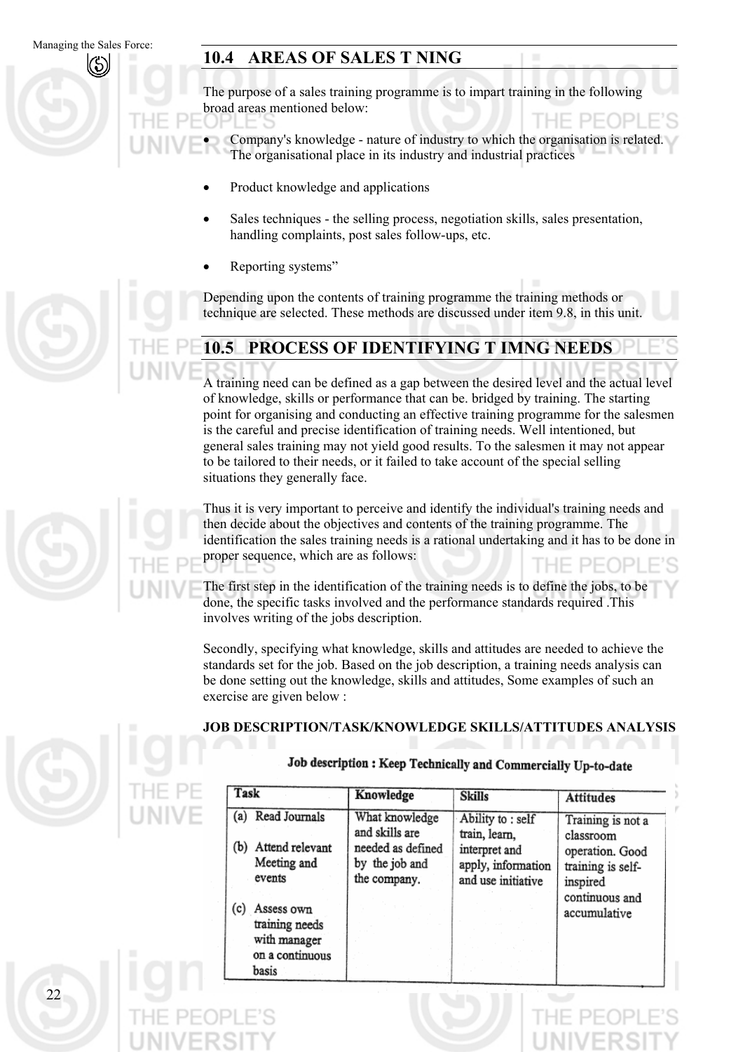## 10.4 AREAS OF SALES T NING

The purpose of a sales training programme is to impart training in the following broad areas mentioned below:

- Company's knowledge - nature of industry to which the organisation is related. The organisational place in its industry and industrial practices
- Product knowledge and applications
- Sales techniques - the selling process, negotiation skills, sales presentation, handling complaints, post sales follow-ups, etc.
- Reporting systems"

Depending upon the contents of training programme the training methods or technique are selected. These methods are discussed under item 9.8, in this unit.

## 10.5 PROCESS OF IDENTIFYING T IMNG NEEDS

A training need can be defined as a gap between the desired level and the actual level of knowledge, skills or performance that can be. bridged by training. The starting point for organising and conducting an effective training programme for the salesmen is the careful and precise identification of training needs. Well intentioned, but general sales training may not yield good results. To the salesmen it may not appear to be tailored to their needs, or it failed to take account of the special selling situations they generally face.

Thus it is very important to perceive and identify the individual's training needs and then decide about the objectives and contents of the training programme. The identification the sales training needs is a rational undertaking and it has to be done in proper sequence, which are as follows:

The first step in the identification of the training needs is to define the jobs, to be done, the specific tasks involved and the performance standards required .This involves writing of the jobs description.

Secondly, specifying what knowledge, skills and attitudes are needed to achieve the standards set for the job. Based on the job description, a training needs analysis can be done setting out the knowledge, skills and attitudes, Some examples of such an exercise are given below :

**JOB DESCRIPTION/TASK/KNOWLEDGE SKILLS/ATTITUDES ANALYSIS**

**Job description : Keep Technically and Commercially Up-to-date**

| Task | Knowledge | Skills | Attitudes |
|---|---|---|---|
| (a) Read Journals<br>(b) Attend relevant Meeting and events<br>(c) Assess own training needs with manager on a continuous basis | What knowledge and skills are needed as defined by the job and the company. | Ability to : self train, learn, interpret and apply, information and use initiative | Training is not a classroom operation. Good training is self-inspired continuous and accumulative |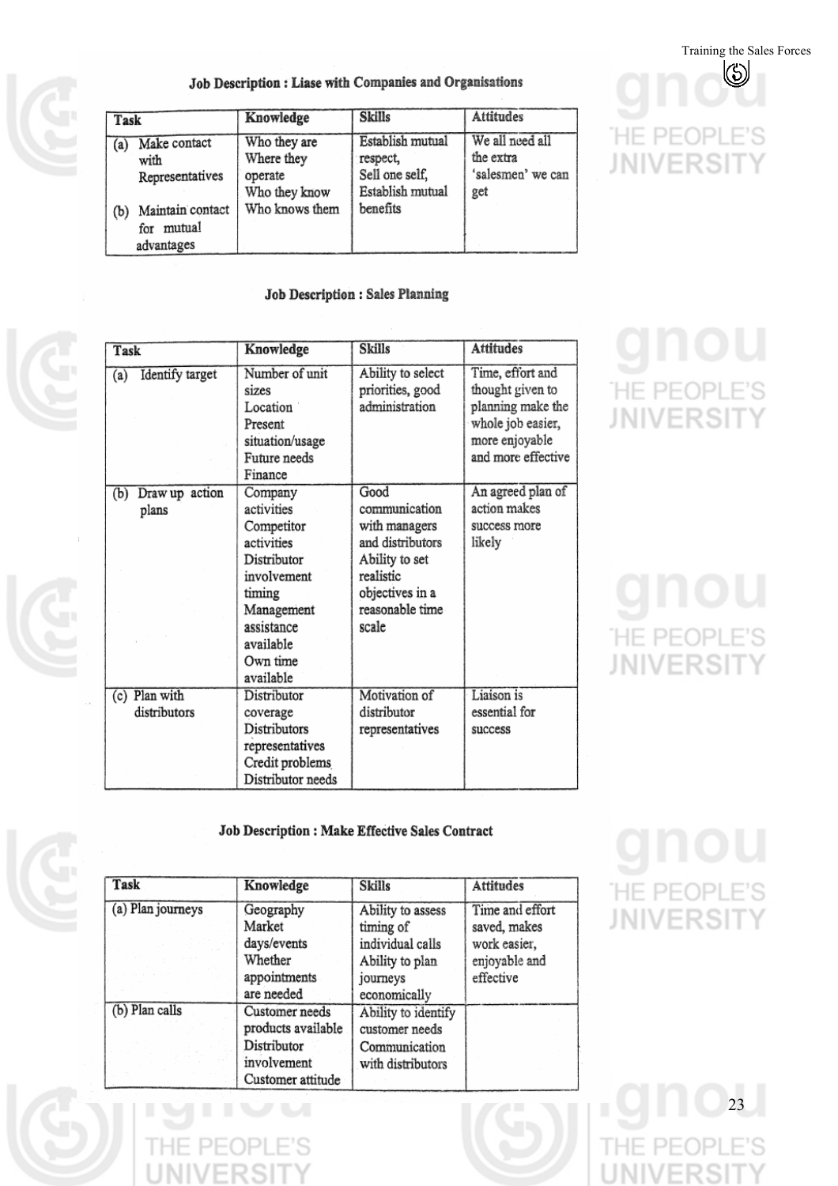### Job Description : Liase with Companies and Organisations

| Task | Knowledge | Skills | Attitudes |
|---|---|---|---|
| (a) Make contact with Representatives<br><br>(b) Maintain contact for mutual advantages | Who they are<br>Where they operate<br>Who they know<br>Who knows them | Establish mutual respect,<br>Sell one self,<br>Establish mutual benefits | We all need all the extra 'salesmen' we can get |

### Job Description : Sales Planning

| Task | Knowledge | Skills | Attitudes |
|---|---|---|---|
| (a) Identify target | Number of unit sizes<br>Location<br>Present situation/usage<br>Future needs<br>Finance | Ability to select priorities, good administration | Time, effort and thought given to planning make the whole job easier, more enjoyable and more effective |
| (b) Draw up action plans | Company activities<br>Competitor activities<br>Distributor involvement timing<br>Management assistance available<br>Own time available | Good communication with managers and distributors<br>Ability to set realistic objectives in a reasonable time scale | An agreed plan of action makes success more likely |
| (c) Plan with distributors | Distributor coverage<br>Distributors representatives<br>Credit problems<br>Distributor needs | Motivation of distributor representatives | Liaison is essential for success |

### Job Description : Make Effective Sales Contract

| Task | Knowledge | Skills | Attitudes |
|---|---|---|---|
| (a) Plan journeys | Geography<br>Market days/events<br>Whether appointments are needed | Ability to assess timing of individual calls<br>Ability to plan journeys economically | Time and effort saved, makes work easier, enjoyable and effective |
| (b) Plan calls | Customer needs<br>products available<br>Distributor involvement<br>Customer attitude | Ability to identify customer needs<br>Communication with distributors | |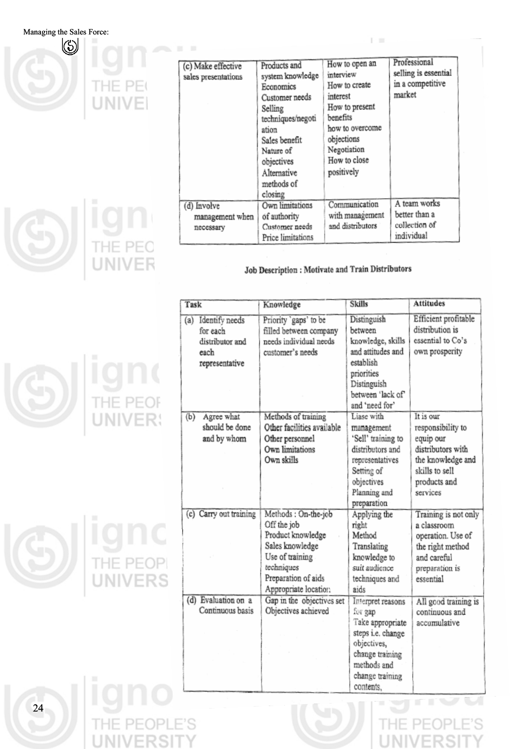| | | | |
|---|---|---|---|
| (c) Make effective sales presentations | Products and system knowledge Economics Customer needs Selling techniques/negotiation Sales benefit Nature of objectives Alternative methods of closing | How to open an interview How to create interest How to present benefits how to overcome objections Negotiation How to close positively | Professional selling is essential in a competitive market |
| (d) Involve management when necessary | Own limitations of authority Customer needs Price limitations | Communication with management and distributors | A team works better than a collection of individual |

**Job Description : Motivate and Train Distributors**

| Task | Knowledge | Skills | Attitudes |
|---|---|---|---|
| (a) Identify needs for each distributor and each representative | Priority 'gaps' to be filled between company needs individual needs customer's needs | Distinguish between knowledge, skills and attitudes and establish priorities Distinguish between 'lack of' and 'need for' | Efficient profitable distribution is essential to Co's own prosperity |
| (b) Agree what should be done and by whom | Methods of training Other facilities available Other personnel Own limitations Own skills | Liase with management 'Sell' training to distributors and representatives Setting of objectives Planning and preparation | It is our responsibility to equip our distributors with the knowledge and skills to sell products and services |
| (c) Carry out training | Methods : On-the-job Off the job Product knowledge Sales knowledge Use of training techniques Preparation of aids Appropriate location | Applying the right Method Translating knowledge to suit audience techniques and aids | Training is not only a classroom operation. Use of the right method and careful preparation is essential |
| (d) Evaluation on a Continuous basis | Gap in the objectives set Objectives achieved | Interpret reasons for gap Take appropriate steps i.e. change objectives, change training methods and change training contents, | All good training is continuous and accumulative |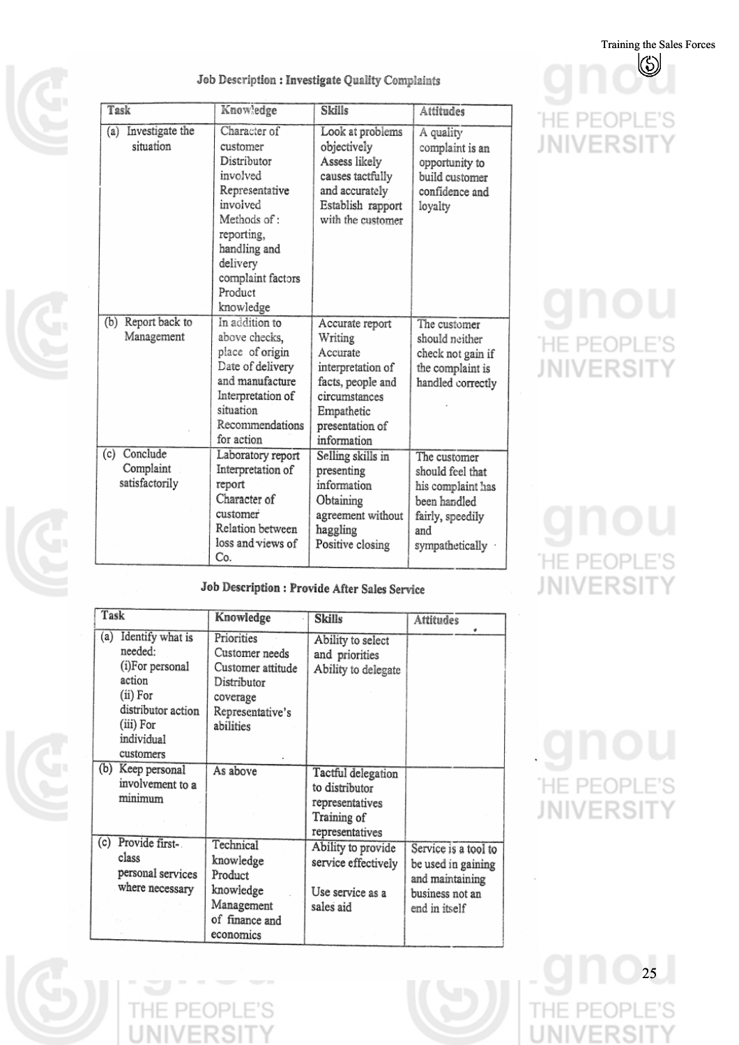**Job Description : Investigate Quality Complaints**

| Task | Knowledge | Skills | Attitudes |
|---|---|---|---|
| (a) Investigate the situation | Character of customer<br>Distributor involved<br>Representative involved<br>Methods of : reporting, handling and delivery complaint factors<br>Product knowledge | Look at problems objectively<br>Assess likely causes tactfully and accurately<br>Establish rapport with the customer | A quality complaint is an opportunity to build customer confidence and loyalty |
| (b) Report back to Management | In addition to above checks, place of origin<br>Date of delivery and manufacture<br>Interpretation of situation<br>Recommendations for action | Accurate report Writing<br>Accurate interpretation of facts, people and circumstances<br>Empathetic presentation of information | The customer should neither check not gain if the complaint is handled correctly |
| (c) Conclude Complaint satisfactorily | Laboratory report<br>Interpretation of report<br>Character of customer<br>Relation between loss and views of Co. | Selling skills in presenting information<br>Obtaining agreement without haggling<br>Positive closing | The customer should feel that his complaint has been handled fairly, speedily and sympathetically |

**Job Description : Provide After Sales Service**

| Task | Knowledge | Skills | Attitudes |
|---|---|---|---|
| (a) Identify what is needed:<br>(i) For personal action<br>(ii) For distributor action<br>(iii) For individual customers | Priorities<br>Customer needs<br>Customer attitude<br>Distributor coverage<br>Representative's abilities | Ability to select and priorities<br>Ability to delegate | |
| (b) Keep personal involvement to a minimum | As above | Tactful delegation to distributor representatives<br>Training of representatives | |
| (c) Provide first-class personal services where necessary | Technical knowledge<br>Product knowledge<br>Management of finance and economics | Ability to provide service effectively<br><br>Use service as a sales aid | Service is a tool to be used in gaining and maintaining business not an end in itself |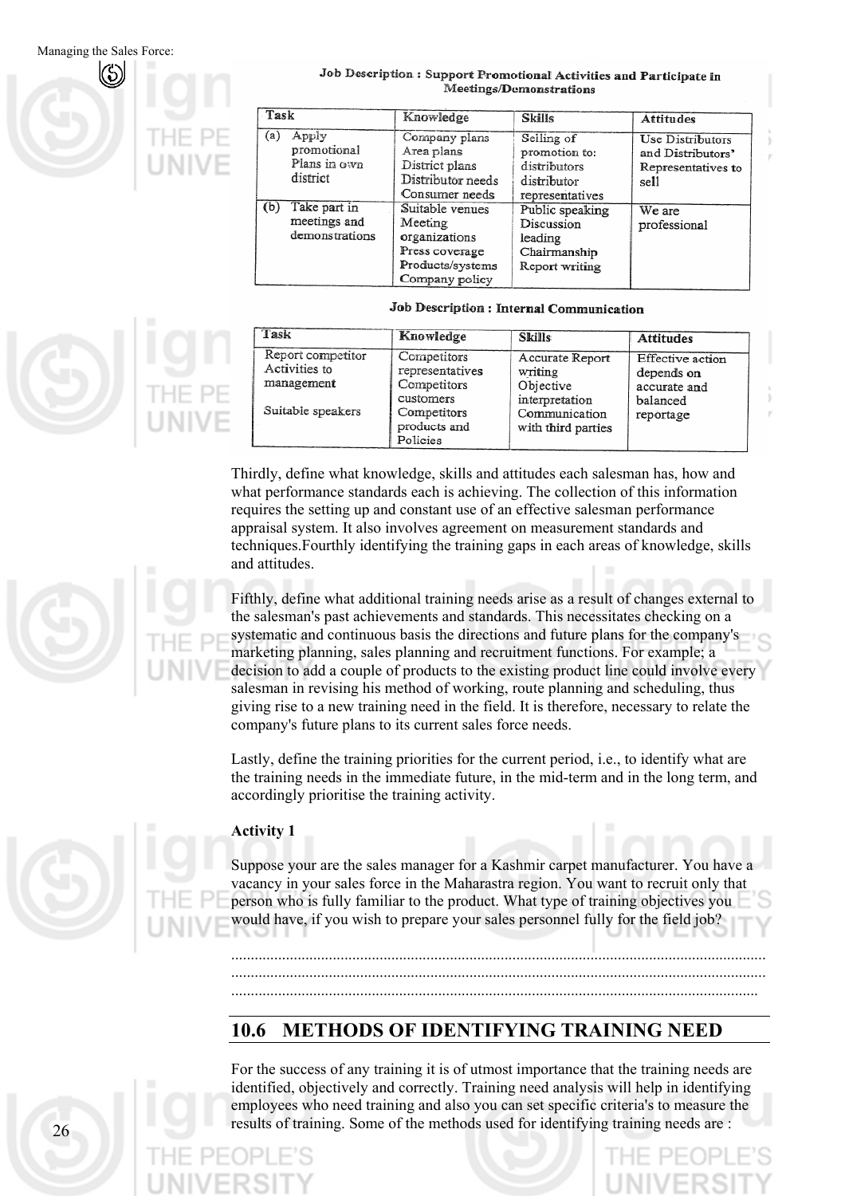**Job Description : Support Promotional Activities and Participate in Meetings/Demonstrations**

| Task | Knowledge | Skills | Attitudes |
|---|---|---|---|
| (a) Apply promotional Plans in own district | Company plans<br>Area plans<br>District plans<br>Distributor needs<br>Consumer needs | Selling of promotion to: distributors distributor representatives | Use Distributors and Distributors' Representatives to sell |
| (b) Take part in meetings and demonstrations | Suitable venues<br>Meeting organizations<br>Press coverage<br>Products/systems<br>Company policy | Public speaking<br>Discussion leading<br>Chairmanship<br>Report writing | We are professional |

**Job Description : Internal Communication**

| Task | Knowledge | Skills | Attitudes |
|---|---|---|---|
| Report competitor Activities to management<br><br>Suitable speakers | Competitors representatives<br>Competitors customers<br>Competitors products and Policies | Accurate Report writing<br>Objective interpretation<br>Communication with third parties | Effective action depends on accurate and balanced reportage |

Thirdly, define what knowledge, skills and attitudes each salesman has, how and what performance standards each is achieving. The collection of this information requires the setting up and constant use of an effective salesman performance appraisal system. It also involves agreement on measurement standards and techniques.Fourthly identifying the training gaps in each areas of knowledge, skills and attitudes.

Fifthly, define what additional training needs arise as a result of changes external to the salesman's past achievements and standards. This necessitates checking on a systematic and continuous basis the directions and future plans for the company's marketing planning, sales planning and recruitment functions. For example; a decision to add a couple of products to the existing product line could involve every salesman in revising his method of working, route planning and scheduling, thus giving rise to a new training need in the field. It is therefore, necessary to relate the company's future plans to its current sales force needs.

Lastly, define the training priorities for the current period, i.e., to identify what are the training needs in the immediate future, in the mid-term and in the long term, and accordingly prioritise the training activity.

**Activity 1**

Suppose your are the sales manager for a Kashmir carpet manufacturer. You have a vacancy in your sales force in the Maharastra region. You want to recruit only that person who is fully familiar to the product. What type of training objectives you would have, if you wish to prepare your sales personnel fully for the field job?

......................................................................................................................................
......................................................................................................................................
......................................................................................................................................

## 10.6 METHODS OF IDENTIFYING TRAINING NEED

For the success of any training it is of utmost importance that the training needs are identified, objectively and correctly. Training need analysis will help in identifying employees who need training and also you can set specific criteria's to measure the results of training. Some of the methods used for identifying training needs are :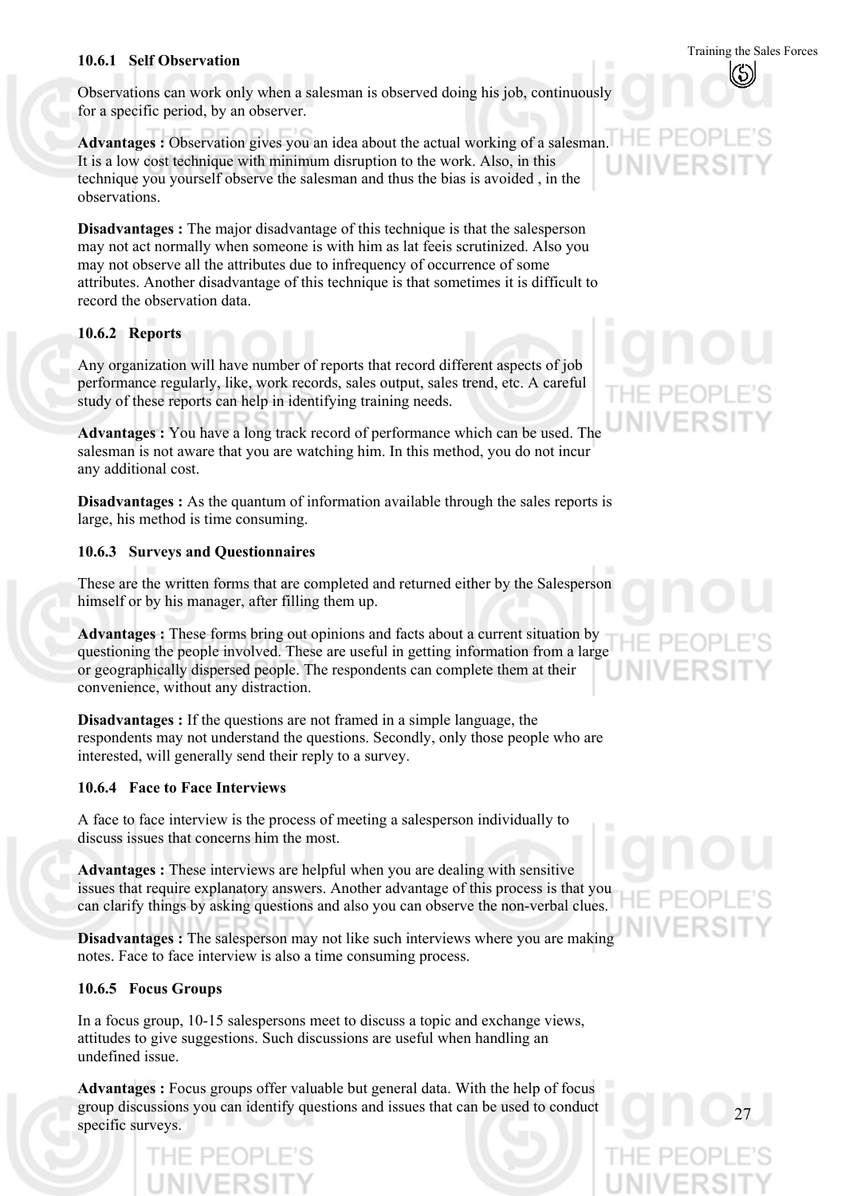### 10.6.1 Self Observation

Observations can work only when a salesman is observed doing his job, continuously for a specific period, by an observer.

**Advantages :** Observation gives you an idea about the actual working of a salesman. It is a low cost technique with minimum disruption to the work. Also, in this technique you yourself observe the salesman and thus the bias is avoided , in the observations.

**Disadvantages :** The major disadvantage of this technique is that the salesperson may not act normally when someone is with him as lat feeis scrutinized. Also you may not observe all the attributes due to infrequency of occurrence of some attributes. Another disadvantage of this technique is that sometimes it is difficult to record the observation data.

### 10.6.2 Reports

Any organization will have number of reports that record different aspects of job performance regularly, like, work records, sales output, sales trend, etc. A careful study of these reports can help in identifying training needs.

**Advantages :** You have a long track record of performance which can be used. The salesman is not aware that you are watching him. In this method, you do not incur any additional cost.

**Disadvantages :** As the quantum of information available through the sales reports is large, his method is time consuming.

### 10.6.3 Surveys and Questionnaires

These are the written forms that are completed and returned either by the Salesperson himself or by his manager, after filling them up.

**Advantages :** These forms bring out opinions and facts about a current situation by questioning the people involved. These are useful in getting information from a large or geographically dispersed people. The respondents can complete them at their convenience, without any distraction.

**Disadvantages :** If the questions are not framed in a simple language, the respondents may not understand the questions. Secondly, only those people who are interested, will generally send their reply to a survey.

### 10.6.4 Face to Face Interviews

A face to face interview is the process of meeting a salesperson individually to discuss issues that concerns him the most.

**Advantages :** These interviews are helpful when you are dealing with sensitive issues that require explanatory answers. Another advantage of this process is that you can clarify things by asking questions and also you can observe the non-verbal clues.

**Disadvantages :** The salesperson may not like such interviews where you are making notes. Face to face interview is also a time consuming process.

### 10.6.5 Focus Groups

In a focus group, 10-15 salespersons meet to discuss a topic and exchange views, attitudes to give suggestions. Such discussions are useful when handling an undefined issue.

**Advantages :** Focus groups offer valuable but general data. With the help of focus group discussions you can identify questions and issues that can be used to conduct specific surveys.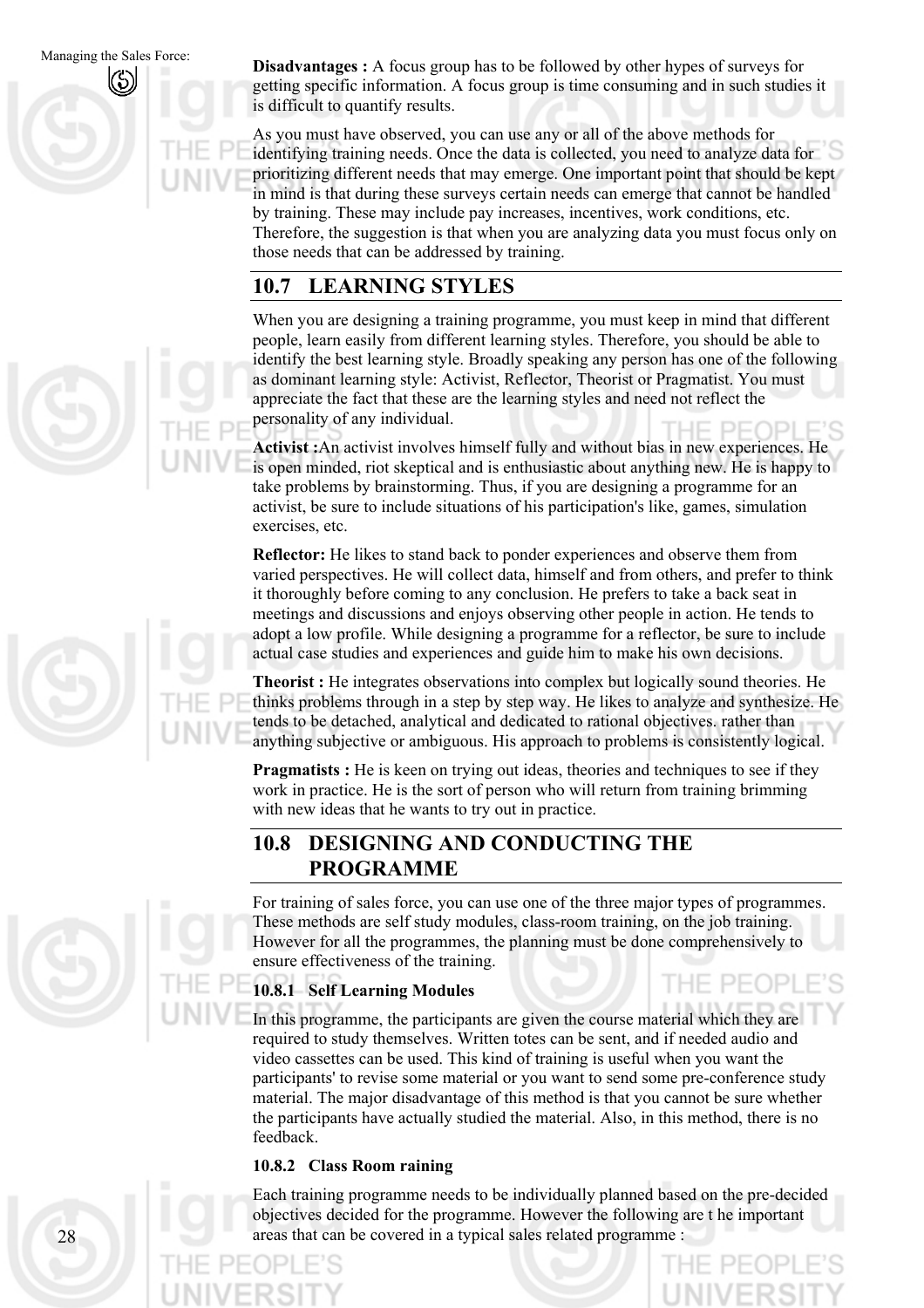**Disadvantages :** A focus group has to be followed by other hypes of surveys for getting specific information. A focus group is time consuming and in such studies it is difficult to quantify results.

As you must have observed, you can use any or all of the above methods for identifying training needs. Once the data is collected, you need to analyze data for prioritizing different needs that may emerge. One important point that should be kept in mind is that during these surveys certain needs can emerge that cannot be handled by training. These may include pay increases, incentives, work conditions, etc. Therefore, the suggestion is that when you are analyzing data you must focus only on those needs that can be addressed by training.

## 10.7 LEARNING STYLES

When you are designing a training programme, you must keep in mind that different people, learn easily from different learning styles. Therefore, you should be able to identify the best learning style. Broadly speaking any person has one of the following as dominant learning style: Activist, Reflector, Theorist or Pragmatist. You must appreciate the fact that these are the learning styles and need not reflect the personality of any individual.

**Activist :**An activist involves himself fully and without bias in new experiences. He is open minded, riot skeptical and is enthusiastic about anything new. He is happy to take problems by brainstorming. Thus, if you are designing a programme for an activist, be sure to include situations of his participation's like, games, simulation exercises, etc.

**Reflector:** He likes to stand back to ponder experiences and observe them from varied perspectives. He will collect data, himself and from others, and prefer to think it thoroughly before coming to any conclusion. He prefers to take a back seat in meetings and discussions and enjoys observing other people in action. He tends to adopt a low profile. While designing a programme for a reflector, be sure to include actual case studies and experiences and guide him to make his own decisions.

**Theorist :** He integrates observations into complex but logically sound theories. He thinks problems through in a step by step way. He likes to analyze and synthesize. He tends to be detached, analytical and dedicated to rational objectives. rather than anything subjective or ambiguous. His approach to problems is consistently logical.

**Pragmatists :** He is keen on trying out ideas, theories and techniques to see if they work in practice. He is the sort of person who will return from training brimming with new ideas that he wants to try out in practice.

## 10.8 DESIGNING AND CONDUCTING THE PROGRAMME

For training of sales force, you can use one of the three major types of programmes. These methods are self study modules, class-room training, on the job training. However for all the programmes, the planning must be done comprehensively to ensure effectiveness of the training.

### 10.8.1 Self Learning Modules

In this programme, the participants are given the course material which they are required to study themselves. Written totes can be sent, and if needed audio and video cassettes can be used. This kind of training is useful when you want the participants' to revise some material or you want to send some pre-conference study material. The major disadvantage of this method is that you cannot be sure whether the participants have actually studied the material. Also, in this method, there is no feedback.

### 10.8.2 Class Room raining

Each training programme needs to be individually planned based on the pre-decided objectives decided for the programme. However the following are t he important areas that can be covered in a typical sales related programme :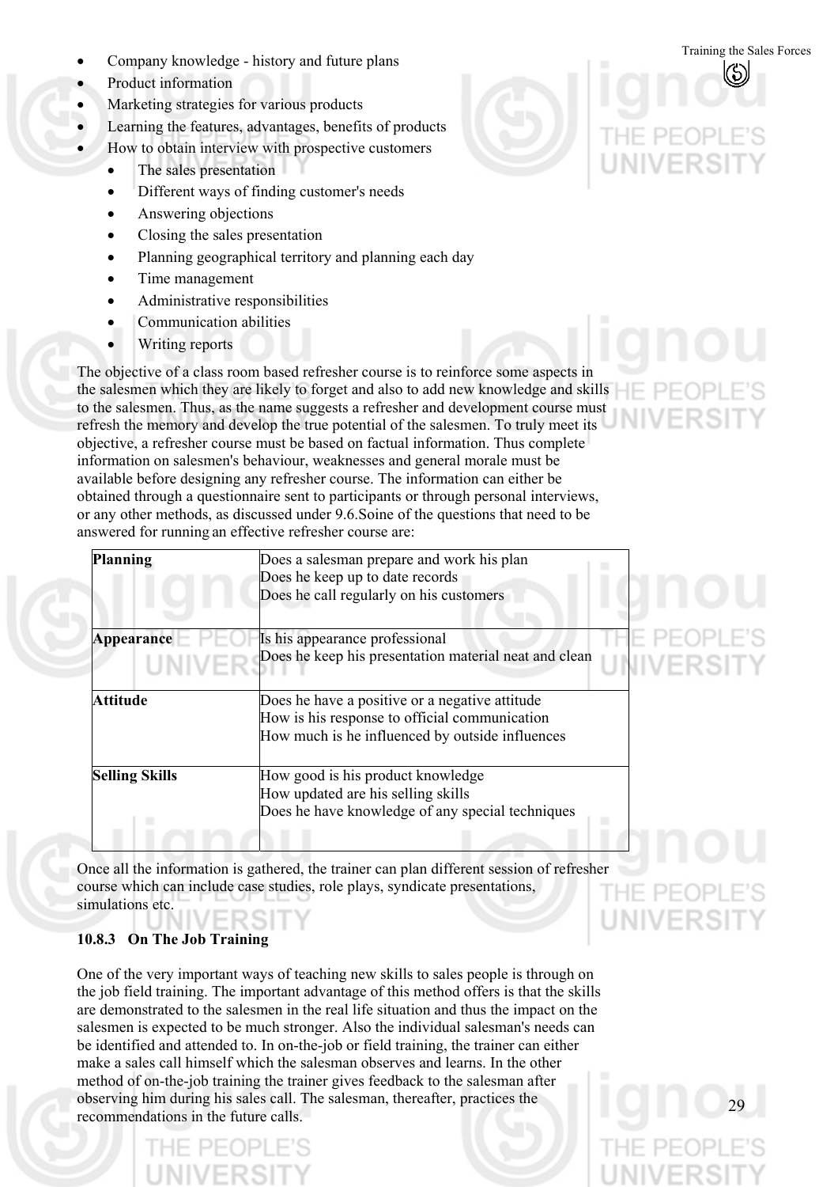- Company knowledge - history and future plans
- Product information
- Marketing strategies for various products
- Learning the features, advantages, benefits of products
- How to obtain interview with prospective customers
  - The sales presentation
  - Different ways of finding customer's needs
  - Answering objections
  - Closing the sales presentation
  - Planning geographical territory and planning each day
  - Time management
  - Administrative responsibilities
  - Communication abilities
  - Writing reports

The objective of a class room based refresher course is to reinforce some aspects in the salesmen which they are likely to forget and also to add new knowledge and skills to the salesmen. Thus, as the name suggests a refresher and development course must refresh the memory and develop the true potential of the salesmen. To truly meet its objective, a refresher course must be based on factual information. Thus complete information on salesmen's behaviour, weaknesses and general morale must be available before designing any refresher course. The information can either be obtained through a questionnaire sent to participants or through personal interviews, or any other methods, as discussed under 9.6.Soine of the questions that need to be answered for running an effective refresher course are:

| | |
|---|---|
| **Planning** | Does a salesman prepare and work his plan<br>Does he keep up to date records<br>Does he call regularly on his customers |
| **Appearance** | Is his appearance professional<br>Does he keep his presentation material neat and clean |
| **Attitude** | Does he have a positive or a negative attitude<br>How is his response to official communication<br>How much is he influenced by outside influences |
| **Selling Skills** | How good is his product knowledge<br>How updated are his selling skills<br>Does he have knowledge of any special techniques |

Once all the information is gathered, the trainer can plan different session of refresher course which can include case studies, role plays, syndicate presentations, simulations etc.

### 10.8.3 On The Job Training

One of the very important ways of teaching new skills to sales people is through on the job field training. The important advantage of this method offers is that the skills are demonstrated to the salesmen in the real life situation and thus the impact on the salesmen is expected to be much stronger. Also the individual salesman's needs can be identified and attended to. In on-the-job or field training, the trainer can either make a sales call himself which the salesman observes and learns. In the other method of on-the-job training the trainer gives feedback to the salesman after observing him during his sales call. The salesman, thereafter, practices the recommendations in the future calls.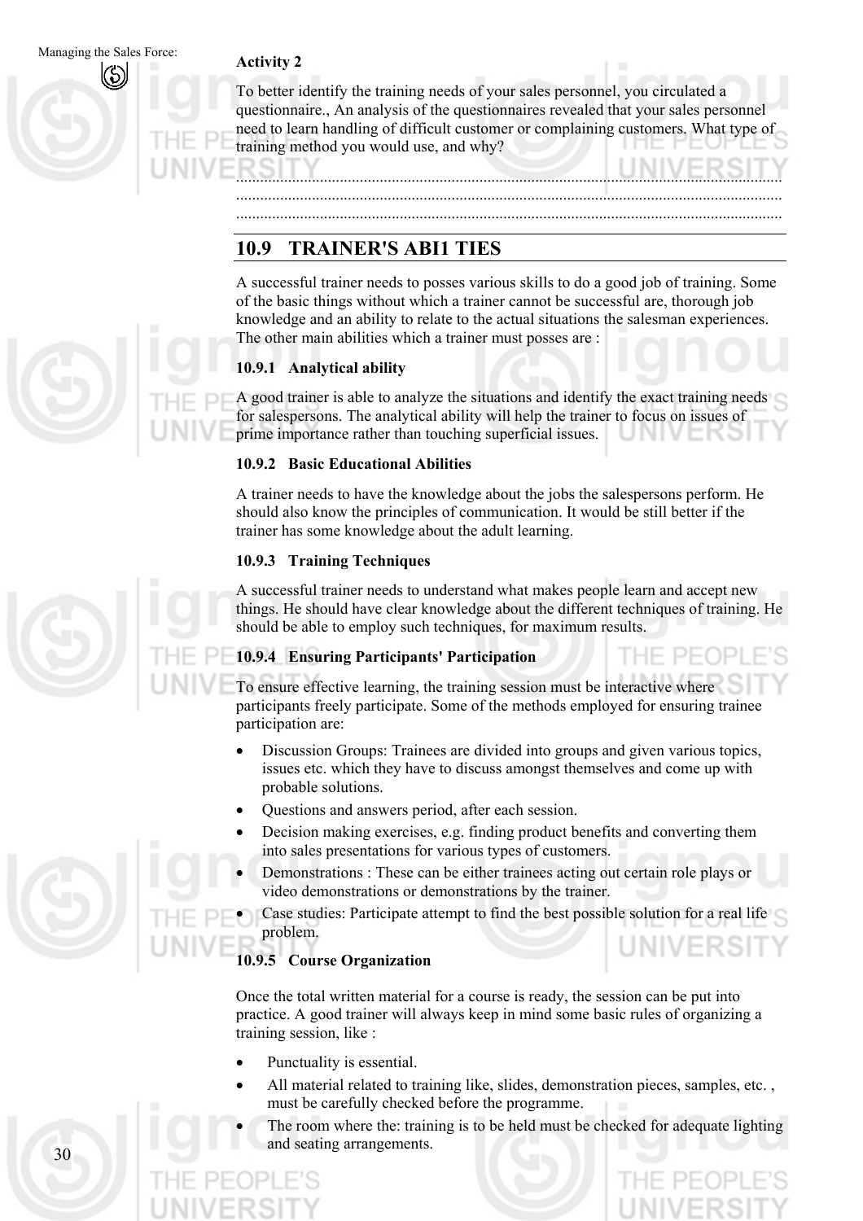**Activity 2**

To better identify the training needs of your sales personnel, you circulated a questionnaire., An analysis of the questionnaires revealed that your sales personnel need to learn handling of difficult customer or complaining customers. What type of training method you would use, and why?

..............................................................................................................................
..............................................................................................................................
..............................................................................................................................

## 10.9 TRAINER'S ABI1 TIES

A successful trainer needs to posses various skills to do a good job of training. Some of the basic things without which a trainer cannot be successful are, thorough job knowledge and an ability to relate to the actual situations the salesman experiences. The other main abilities which a trainer must posses are :

### 10.9.1 Analytical ability

A good trainer is able to analyze the situations and identify the exact training needs for salespersons. The analytical ability will help the trainer to focus on issues of prime importance rather than touching superficial issues.

### 10.9.2 Basic Educational Abilities

A trainer needs to have the knowledge about the jobs the salespersons perform. He should also know the principles of communication. It would be still better if the trainer has some knowledge about the adult learning.

### 10.9.3 Training Techniques

A successful trainer needs to understand what makes people learn and accept new things. He should have clear knowledge about the different techniques of training. He should be able to employ such techniques, for maximum results.

### 10.9.4 Ensuring Participants' Participation

To ensure effective learning, the training session must be interactive where participants freely participate. Some of the methods employed for ensuring trainee participation are:

- Discussion Groups: Trainees are divided into groups and given various topics, issues etc. which they have to discuss amongst themselves and come up with probable solutions.
- Questions and answers period, after each session.
- Decision making exercises, e.g. finding product benefits and converting them into sales presentations for various types of customers.
- Demonstrations : These can be either trainees acting out certain role plays or video demonstrations or demonstrations by the trainer.
- Case studies: Participate attempt to find the best possible solution for a real life problem.

### 10.9.5 Course Organization

Once the total written material for a course is ready, the session can be put into practice. A good trainer will always keep in mind some basic rules of organizing a training session, like :

- Punctuality is essential.
- All material related to training like, slides, demonstration pieces, samples, etc. , must be carefully checked before the programme.
- The room where the: training is to be held must be checked for adequate lighting and seating arrangements.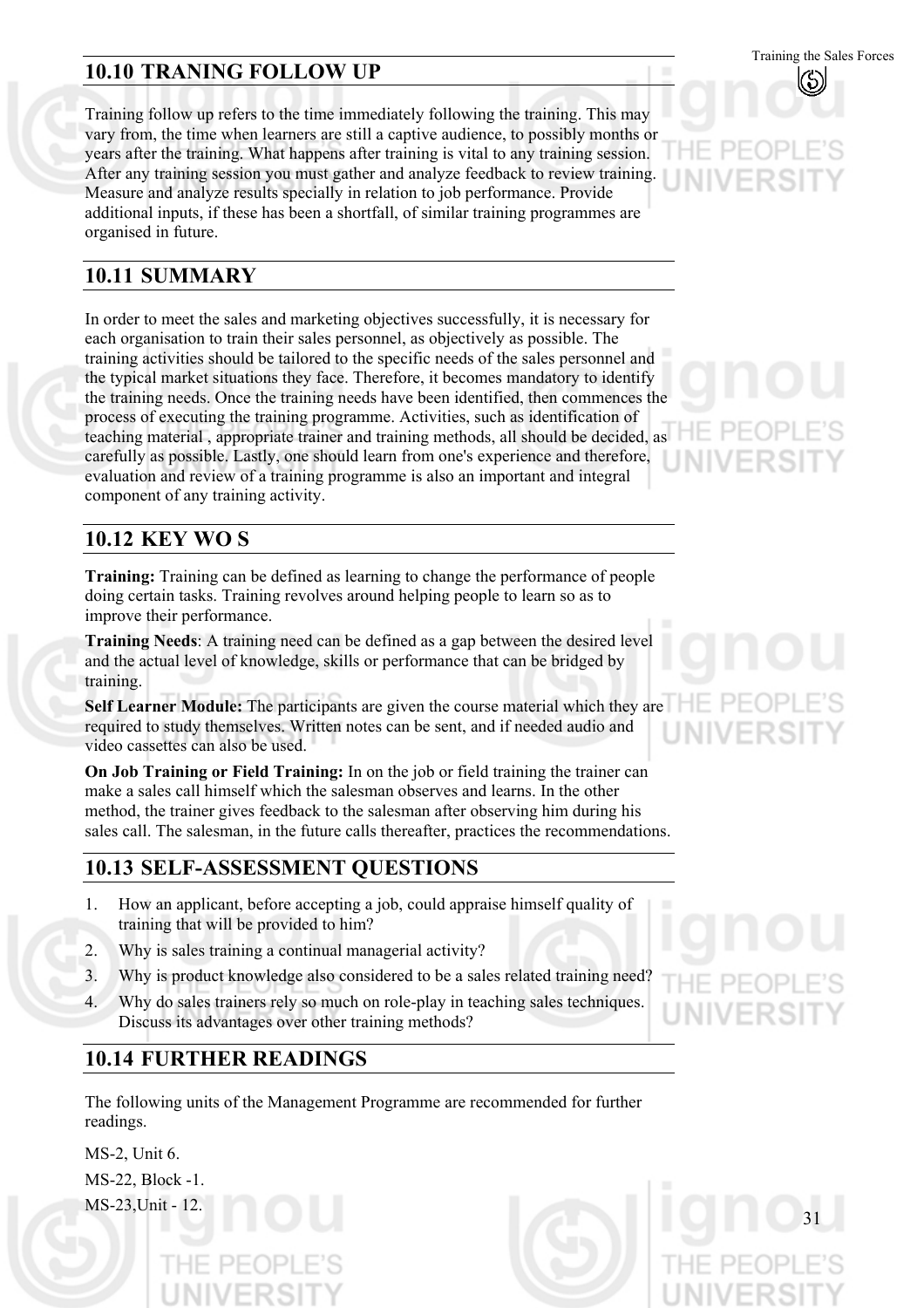## 10.10 TRANING FOLLOW UP

Training follow up refers to the time immediately following the training. This may vary from, the time when learners are still a captive audience, to possibly months or years after the training. What happens after training is vital to any training session. After any training session you must gather and analyze feedback to review training. Measure and analyze results specially in relation to job performance. Provide additional inputs, if these has been a shortfall, of similar training programmes are organised in future.

## 10.11 SUMMARY

In order to meet the sales and marketing objectives successfully, it is necessary for each organisation to train their sales personnel, as objectively as possible. The training activities should be tailored to the specific needs of the sales personnel and the typical market situations they face. Therefore, it becomes mandatory to identify the training needs. Once the training needs have been identified, then commences the process of executing the training programme. Activities, such as identification of teaching material , appropriate trainer and training methods, all should be decided, as carefully as possible. Lastly, one should learn from one's experience and therefore, evaluation and review of a training programme is also an important and integral component of any training activity.

## 10.12 KEY WO S

**Training:** Training can be defined as learning to change the performance of people doing certain tasks. Training revolves around helping people to learn so as to improve their performance.

**Training Needs**: A training need can be defined as a gap between the desired level and the actual level of knowledge, skills or performance that can be bridged by training.

**Self Learner Module:** The participants are given the course material which they are required to study themselves. Written notes can be sent, and if needed audio and video cassettes can also be used.

**On Job Training or Field Training:** In on the job or field training the trainer can make a sales call himself which the salesman observes and learns. In the other method, the trainer gives feedback to the salesman after observing him during his sales call. The salesman, in the future calls thereafter, practices the recommendations.

## 10.13 SELF-ASSESSMENT QUESTIONS

1. How an applicant, before accepting a job, could appraise himself quality of training that will be provided to him?
2. Why is sales training a continual managerial activity?
3. Why is product knowledge also considered to be a sales related training need?
4. Why do sales trainers rely so much on role-play in teaching sales techniques. Discuss its advantages over other training methods?

## 10.14 FURTHER READINGS

The following units of the Management Programme are recommended for further readings.

MS-2, Unit 6.

MS-22, Block -1.

MS-23,Unit - 12.